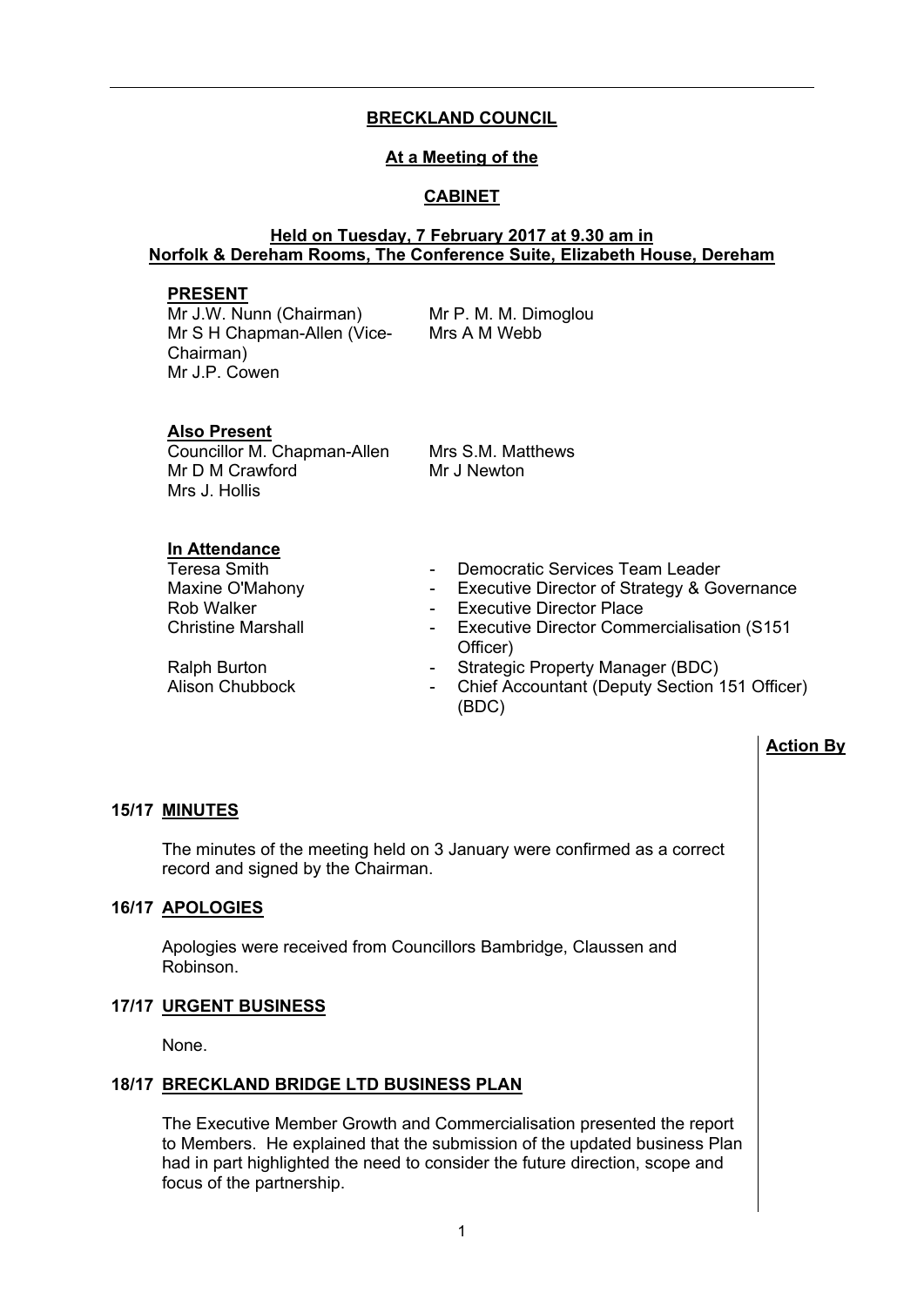**BRECKLAND COUNCIL**

**At a Meeting of the**

**CABINET**

**Held on Tuesday, 7 February 2017 at 9.30 am in Norfolk & Dereham Rooms, The Conference Suite, Elizabeth House, Dereham**

**PRESENT**

Mr J.W. Nunn (Chairman)
Mr S H Chapman-Allen (Vice-Chairman)
Mr J.P. Cowen
Mr P. M. M. Dimoglou
Mrs A M Webb

**Also Present**

Councillor M. Chapman-Allen
Mr D M Crawford
Mrs J. Hollis
Mrs S.M. Matthews
Mr J Newton

**In Attendance**

| | |
|---|---|
| Teresa Smith | - Democratic Services Team Leader |
| Maxine O'Mahony | - Executive Director of Strategy & Governance |
| Rob Walker | - Executive Director Place |
| Christine Marshall | - Executive Director Commercialisation (S151 Officer) |
| Ralph Burton | - Strategic Property Manager (BDC) |
| Alison Chubbock | - Chief Accountant (Deputy Section 151 Officer) (BDC) |

**Action By**

**15/17 MINUTES**

The minutes of the meeting held on 3 January were confirmed as a correct record and signed by the Chairman.

**16/17 APOLOGIES**

Apologies were received from Councillors Bambridge, Claussen and Robinson.

**17/17 URGENT BUSINESS**

None.

**18/17 BRECKLAND BRIDGE LTD BUSINESS PLAN**

The Executive Member Growth and Commercialisation presented the report to Members. He explained that the submission of the updated business Plan had in part highlighted the need to consider the future direction, scope and focus of the partnership.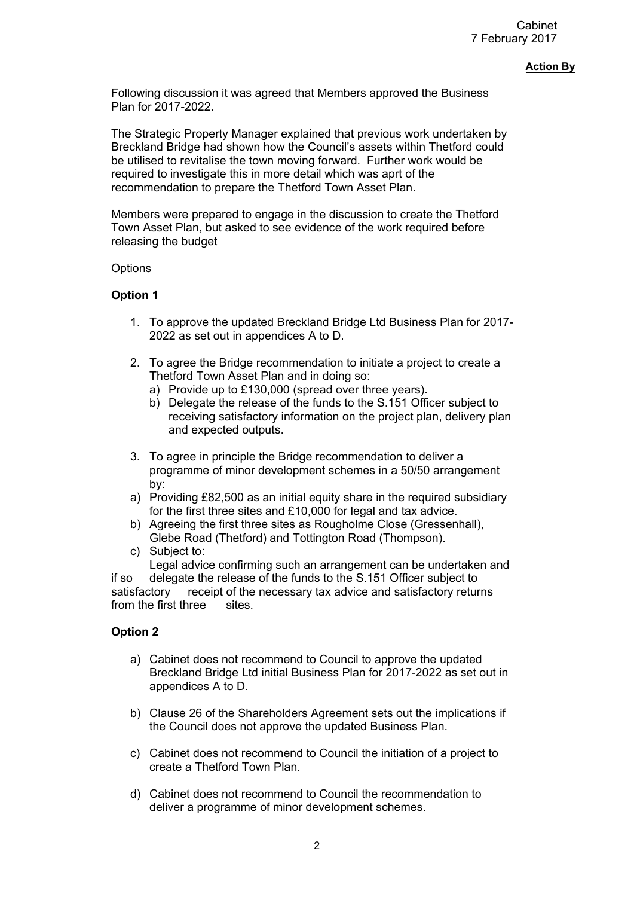**Action By**

Following discussion it was agreed that Members approved the Business Plan for 2017-2022.

The Strategic Property Manager explained that previous work undertaken by Breckland Bridge had shown how the Council's assets within Thetford could be utilised to revitalise the town moving forward. Further work would be required to investigate this in more detail which was aprt of the recommendation to prepare the Thetford Town Asset Plan.

Members were prepared to engage in the discussion to create the Thetford Town Asset Plan, but asked to see evidence of the work required before releasing the budget

Options

**Option 1**

1. To approve the updated Breckland Bridge Ltd Business Plan for 2017-2022 as set out in appendices A to D.

2. To agree the Bridge recommendation to initiate a project to create a Thetford Town Asset Plan and in doing so:
   a) Provide up to £130,000 (spread over three years).
   b) Delegate the release of the funds to the S.151 Officer subject to receiving satisfactory information on the project plan, delivery plan and expected outputs.

3. To agree in principle the Bridge recommendation to deliver a programme of minor development schemes in a 50/50 arrangement by:
   a) Providing £82,500 as an initial equity share in the required subsidiary for the first three sites and £10,000 for legal and tax advice.
   b) Agreeing the first three sites as Rougholme Close (Gressenhall), Glebe Road (Thetford) and Tottington Road (Thompson).
   c) Subject to:
   Legal advice confirming such an arrangement can be undertaken and if so delegate the release of the funds to the S.151 Officer subject to satisfactory receipt of the necessary tax advice and satisfactory returns from the first three sites.

**Option 2**

a) Cabinet does not recommend to Council to approve the updated Breckland Bridge Ltd initial Business Plan for 2017-2022 as set out in appendices A to D.

b) Clause 26 of the Shareholders Agreement sets out the implications if the Council does not approve the updated Business Plan.

c) Cabinet does not recommend to Council the initiation of a project to create a Thetford Town Plan.

d) Cabinet does not recommend to Council the recommendation to deliver a programme of minor development schemes.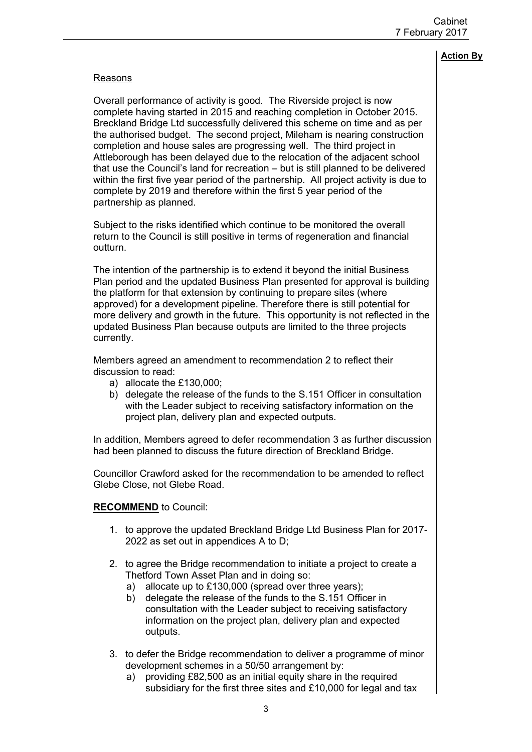**Action By**

Reasons

Overall performance of activity is good. The Riverside project is now complete having started in 2015 and reaching completion in October 2015. Breckland Bridge Ltd successfully delivered this scheme on time and as per the authorised budget. The second project, Mileham is nearing construction completion and house sales are progressing well. The third project in Attleborough has been delayed due to the relocation of the adjacent school that use the Council's land for recreation – but is still planned to be delivered within the first five year period of the partnership. All project activity is due to complete by 2019 and therefore within the first 5 year period of the partnership as planned.

Subject to the risks identified which continue to be monitored the overall return to the Council is still positive in terms of regeneration and financial outturn.

The intention of the partnership is to extend it beyond the initial Business Plan period and the updated Business Plan presented for approval is building the platform for that extension by continuing to prepare sites (where approved) for a development pipeline. Therefore there is still potential for more delivery and growth in the future. This opportunity is not reflected in the updated Business Plan because outputs are limited to the three projects currently.

Members agreed an amendment to recommendation 2 to reflect their discussion to read:

a) allocate the £130,000;
b) delegate the release of the funds to the S.151 Officer in consultation with the Leader subject to receiving satisfactory information on the project plan, delivery plan and expected outputs.

In addition, Members agreed to defer recommendation 3 as further discussion had been planned to discuss the future direction of Breckland Bridge.

Councillor Crawford asked for the recommendation to be amended to reflect Glebe Close, not Glebe Road.

**RECOMMEND** to Council:

1. to approve the updated Breckland Bridge Ltd Business Plan for 2017-2022 as set out in appendices A to D;

2. to agree the Bridge recommendation to initiate a project to create a Thetford Town Asset Plan and in doing so:
   a) allocate up to £130,000 (spread over three years);
   b) delegate the release of the funds to the S.151 Officer in consultation with the Leader subject to receiving satisfactory information on the project plan, delivery plan and expected outputs.

3. to defer the Bridge recommendation to deliver a programme of minor development schemes in a 50/50 arrangement by:
   a) providing £82,500 as an initial equity share in the required subsidiary for the first three sites and £10,000 for legal and tax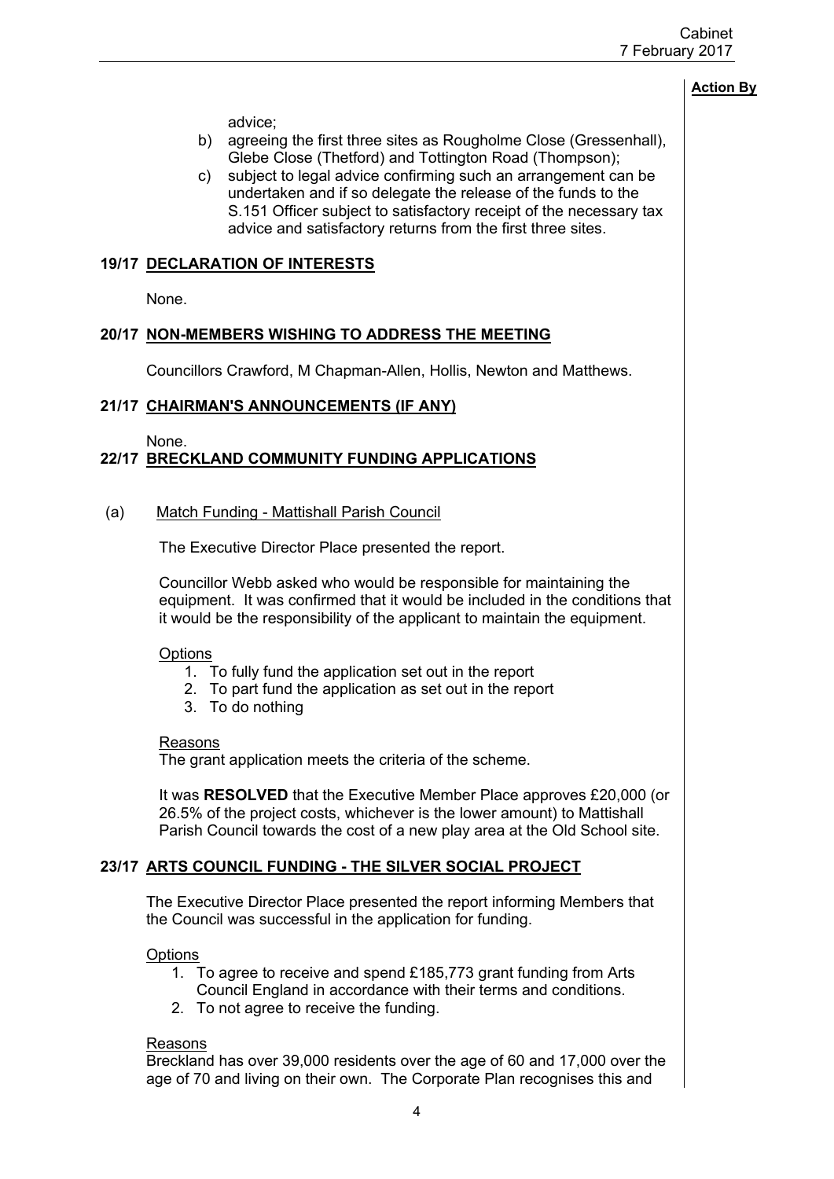**Action By**

advice;

b) agreeing the first three sites as Rougholme Close (Gressenhall), Glebe Close (Thetford) and Tottington Road (Thompson);

c) subject to legal advice confirming such an arrangement can be undertaken and if so delegate the release of the funds to the S.151 Officer subject to satisfactory receipt of the necessary tax advice and satisfactory returns from the first three sites.

## 19/17 DECLARATION OF INTERESTS

None.

## 20/17 NON-MEMBERS WISHING TO ADDRESS THE MEETING

Councillors Crawford, M Chapman-Allen, Hollis, Newton and Matthews.

## 21/17 CHAIRMAN'S ANNOUNCEMENTS (IF ANY)

None.

## 22/17 BRECKLAND COMMUNITY FUNDING APPLICATIONS

(a) Match Funding - Mattishall Parish Council

The Executive Director Place presented the report.

Councillor Webb asked who would be responsible for maintaining the equipment. It was confirmed that it would be included in the conditions that it would be the responsibility of the applicant to maintain the equipment.

Options

1. To fully fund the application set out in the report
2. To part fund the application as set out in the report
3. To do nothing

Reasons

The grant application meets the criteria of the scheme.

It was **RESOLVED** that the Executive Member Place approves £20,000 (or 26.5% of the project costs, whichever is the lower amount) to Mattishall Parish Council towards the cost of a new play area at the Old School site.

## 23/17 ARTS COUNCIL FUNDING - THE SILVER SOCIAL PROJECT

The Executive Director Place presented the report informing Members that the Council was successful in the application for funding.

Options

1. To agree to receive and spend £185,773 grant funding from Arts Council England in accordance with their terms and conditions.
2. To not agree to receive the funding.

Reasons

Breckland has over 39,000 residents over the age of 60 and 17,000 over the age of 70 and living on their own. The Corporate Plan recognises this and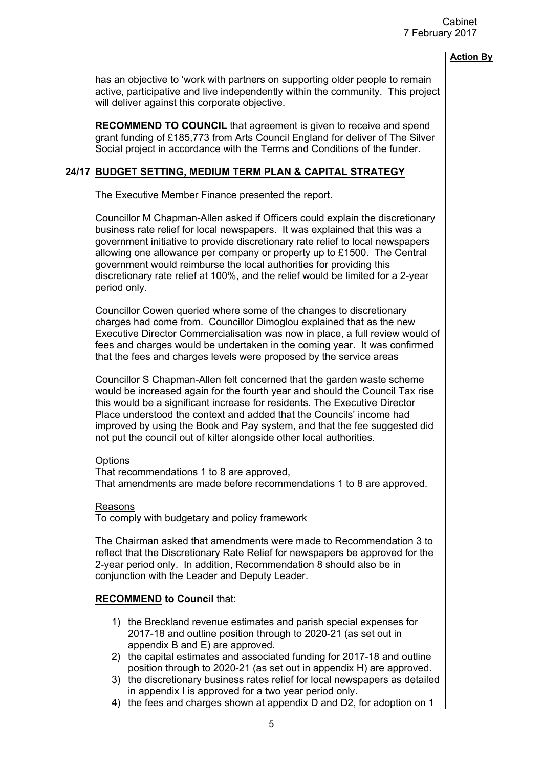**Action By**

has an objective to 'work with partners on supporting older people to remain active, participative and live independently within the community. This project will deliver against this corporate objective.

**RECOMMEND TO COUNCIL** that agreement is given to receive and spend grant funding of £185,773 from Arts Council England for deliver of The Silver Social project in accordance with the Terms and Conditions of the funder.

## 24/17 BUDGET SETTING, MEDIUM TERM PLAN & CAPITAL STRATEGY

The Executive Member Finance presented the report.

Councillor M Chapman-Allen asked if Officers could explain the discretionary business rate relief for local newspapers. It was explained that this was a government initiative to provide discretionary rate relief to local newspapers allowing one allowance per company or property up to £1500. The Central government would reimburse the local authorities for providing this discretionary rate relief at 100%, and the relief would be limited for a 2-year period only.

Councillor Cowen queried where some of the changes to discretionary charges had come from. Councillor Dimoglou explained that as the new Executive Director Commercialisation was now in place, a full review would of fees and charges would be undertaken in the coming year. It was confirmed that the fees and charges levels were proposed by the service areas

Councillor S Chapman-Allen felt concerned that the garden waste scheme would be increased again for the fourth year and should the Council Tax rise this would be a significant increase for residents. The Executive Director Place understood the context and added that the Councils' income had improved by using the Book and Pay system, and that the fee suggested did not put the council out of kilter alongside other local authorities.

Options
That recommendations 1 to 8 are approved,
That amendments are made before recommendations 1 to 8 are approved.

Reasons
To comply with budgetary and policy framework

The Chairman asked that amendments were made to Recommendation 3 to reflect that the Discretionary Rate Relief for newspapers be approved for the 2-year period only. In addition, Recommendation 8 should also be in conjunction with the Leader and Deputy Leader.

**RECOMMEND to Council** that:

1) the Breckland revenue estimates and parish special expenses for 2017-18 and outline position through to 2020-21 (as set out in appendix B and E) are approved.
2) the capital estimates and associated funding for 2017-18 and outline position through to 2020-21 (as set out in appendix H) are approved.
3) the discretionary business rates relief for local newspapers as detailed in appendix I is approved for a two year period only.
4) the fees and charges shown at appendix D and D2, for adoption on 1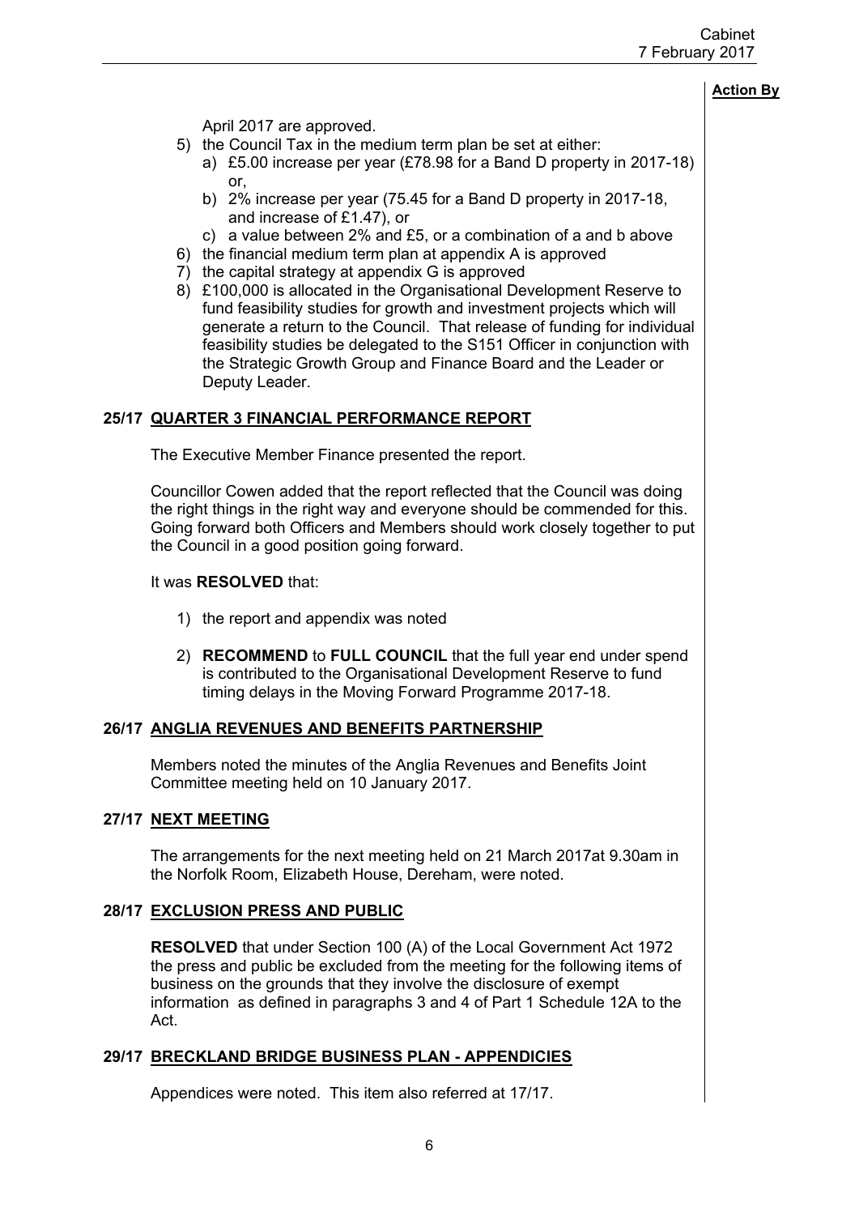**Action By**

April 2017 are approved.

5) the Council Tax in the medium term plan be set at either:
   a) £5.00 increase per year (£78.98 for a Band D property in 2017-18) or,
   b) 2% increase per year (75.45 for a Band D property in 2017-18, and increase of £1.47), or
   c) a value between 2% and £5, or a combination of a and b above
6) the financial medium term plan at appendix A is approved
7) the capital strategy at appendix G is approved
8) £100,000 is allocated in the Organisational Development Reserve to fund feasibility studies for growth and investment projects which will generate a return to the Council. That release of funding for individual feasibility studies be delegated to the S151 Officer in conjunction with the Strategic Growth Group and Finance Board and the Leader or Deputy Leader.

## 25/17 QUARTER 3 FINANCIAL PERFORMANCE REPORT

The Executive Member Finance presented the report.

Councillor Cowen added that the report reflected that the Council was doing the right things in the right way and everyone should be commended for this. Going forward both Officers and Members should work closely together to put the Council in a good position going forward.

It was **RESOLVED** that:

1) the report and appendix was noted

2) **RECOMMEND** to **FULL COUNCIL** that the full year end under spend is contributed to the Organisational Development Reserve to fund timing delays in the Moving Forward Programme 2017-18.

## 26/17 ANGLIA REVENUES AND BENEFITS PARTNERSHIP

Members noted the minutes of the Anglia Revenues and Benefits Joint Committee meeting held on 10 January 2017.

## 27/17 NEXT MEETING

The arrangements for the next meeting held on 21 March 2017at 9.30am in the Norfolk Room, Elizabeth House, Dereham, were noted.

## 28/17 EXCLUSION PRESS AND PUBLIC

**RESOLVED** that under Section 100 (A) of the Local Government Act 1972 the press and public be excluded from the meeting for the following items of business on the grounds that they involve the disclosure of exempt information as defined in paragraphs 3 and 4 of Part 1 Schedule 12A to the Act.

## 29/17 BRECKLAND BRIDGE BUSINESS PLAN - APPENDICIES

Appendices were noted. This item also referred at 17/17.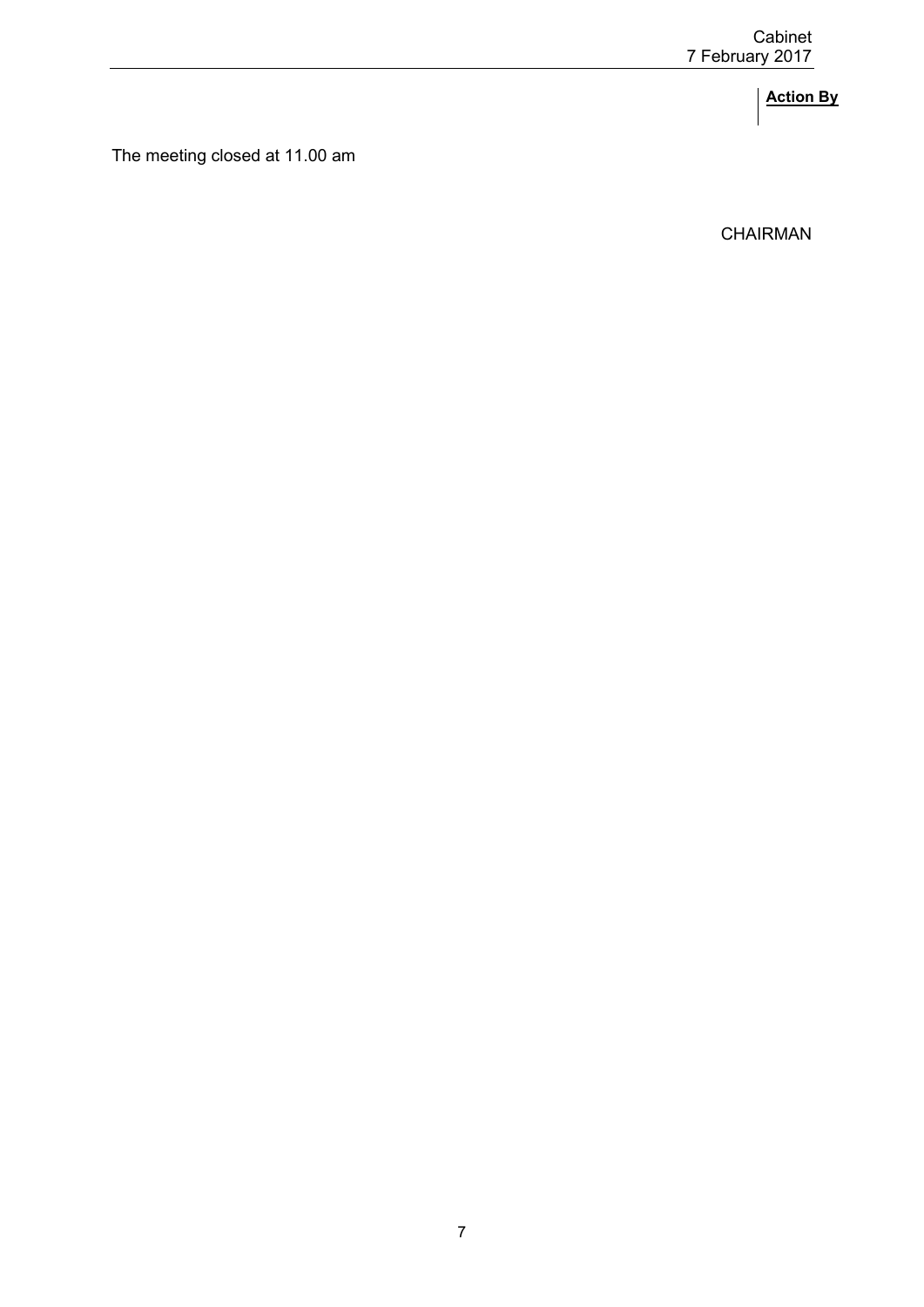**Action By**

The meeting closed at 11.00 am

CHAIRMAN